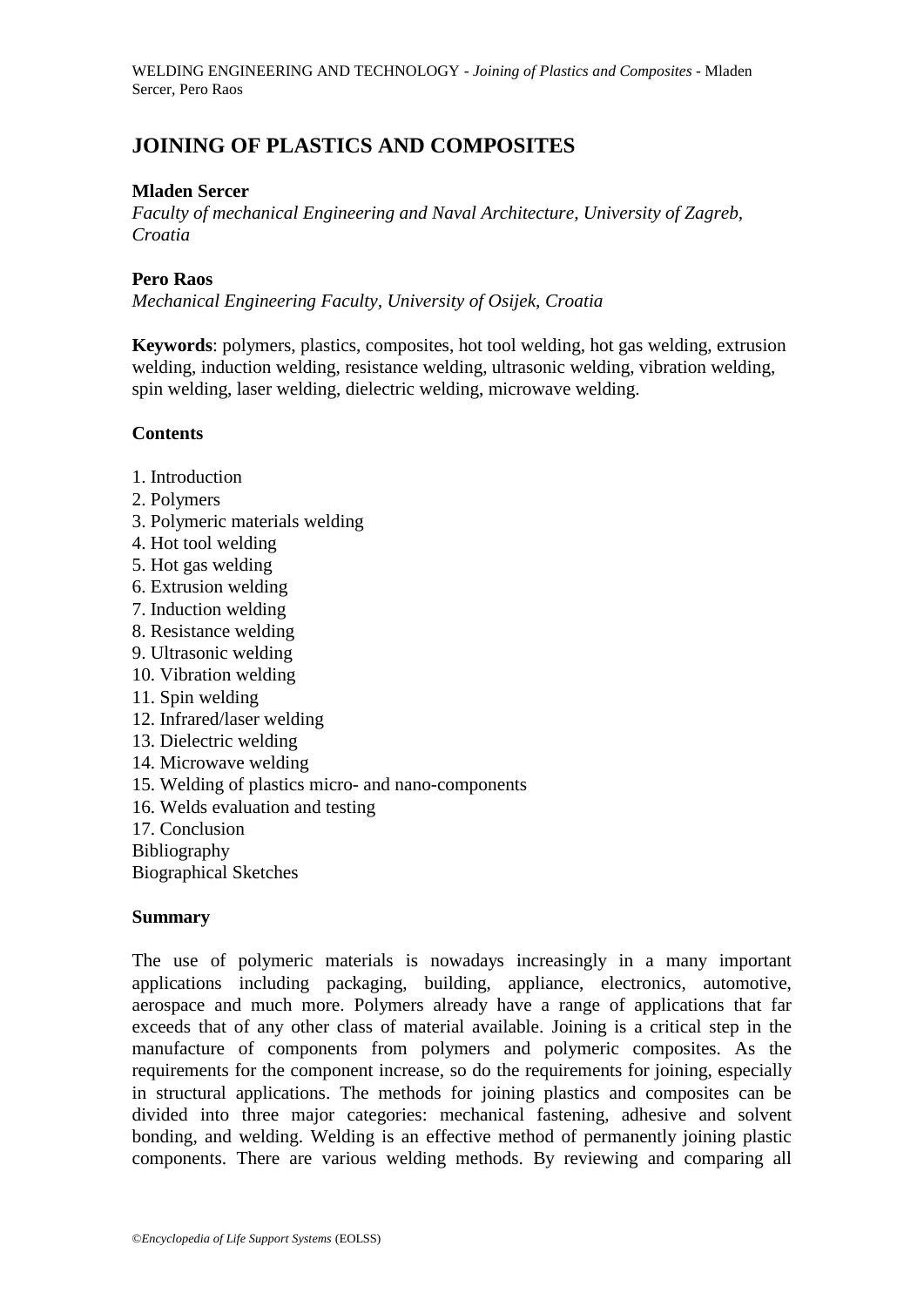# JOINING OF PLASTICS AND COMPOSITES

**Mladen Sercer**

*Faculty of mechanical Engineering and Naval Architecture, University of Zagreb, Croatia*

**Pero Raos**

*Mechanical Engineering Faculty, University of Osijek, Croatia*

**Keywords**: polymers, plastics, composites, hot tool welding, hot gas welding, extrusion welding, induction welding, resistance welding, ultrasonic welding, vibration welding, spin welding, laser welding, dielectric welding, microwave welding.

## Contents

1. Introduction
2. Polymers
3. Polymeric materials welding
4. Hot tool welding
5. Hot gas welding
6. Extrusion welding
7. Induction welding
8. Resistance welding
9. Ultrasonic welding
10. Vibration welding
11. Spin welding
12. Infrared/laser welding
13. Dielectric welding
14. Microwave welding
15. Welding of plastics micro- and nano-components
16. Welds evaluation and testing
17. Conclusion

Bibliography

Biographical Sketches

## Summary

The use of polymeric materials is nowadays increasingly in a many important applications including packaging, building, appliance, electronics, automotive, aerospace and much more. Polymers already have a range of applications that far exceeds that of any other class of material available. Joining is a critical step in the manufacture of components from polymers and polymeric composites. As the requirements for the component increase, so do the requirements for joining, especially in structural applications. The methods for joining plastics and composites can be divided into three major categories: mechanical fastening, adhesive and solvent bonding, and welding. Welding is an effective method of permanently joining plastic components. There are various welding methods. By reviewing and comparing all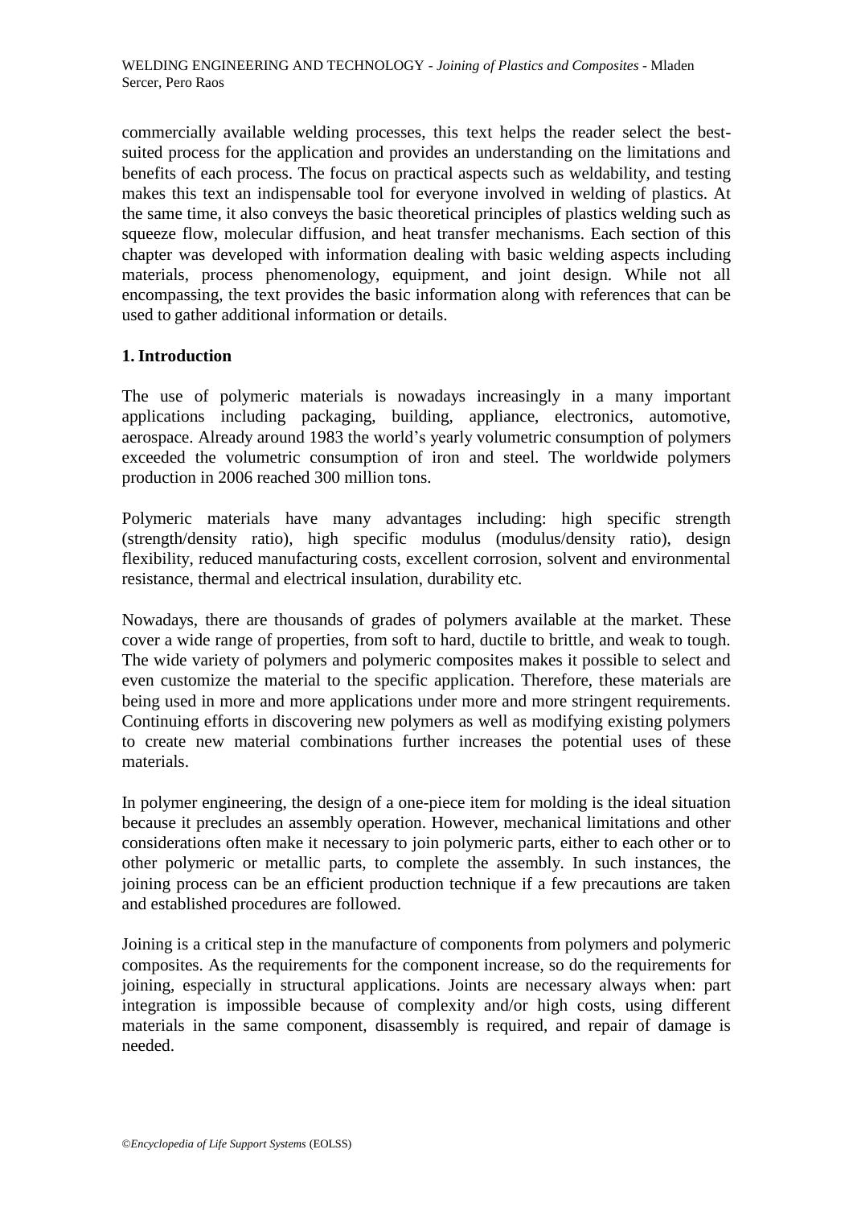commercially available welding processes, this text helps the reader select the best-suited process for the application and provides an understanding on the limitations and benefits of each process. The focus on practical aspects such as weldability, and testing makes this text an indispensable tool for everyone involved in welding of plastics. At the same time, it also conveys the basic theoretical principles of plastics welding such as squeeze flow, molecular diffusion, and heat transfer mechanisms. Each section of this chapter was developed with information dealing with basic welding aspects including materials, process phenomenology, equipment, and joint design. While not all encompassing, the text provides the basic information along with references that can be used to gather additional information or details.

## 1. Introduction

The use of polymeric materials is nowadays increasingly in a many important applications including packaging, building, appliance, electronics, automotive, aerospace. Already around 1983 the world's yearly volumetric consumption of polymers exceeded the volumetric consumption of iron and steel. The worldwide polymers production in 2006 reached 300 million tons.

Polymeric materials have many advantages including: high specific strength (strength/density ratio), high specific modulus (modulus/density ratio), design flexibility, reduced manufacturing costs, excellent corrosion, solvent and environmental resistance, thermal and electrical insulation, durability etc.

Nowadays, there are thousands of grades of polymers available at the market. These cover a wide range of properties, from soft to hard, ductile to brittle, and weak to tough. The wide variety of polymers and polymeric composites makes it possible to select and even customize the material to the specific application. Therefore, these materials are being used in more and more applications under more and more stringent requirements. Continuing efforts in discovering new polymers as well as modifying existing polymers to create new material combinations further increases the potential uses of these materials.

In polymer engineering, the design of a one-piece item for molding is the ideal situation because it precludes an assembly operation. However, mechanical limitations and other considerations often make it necessary to join polymeric parts, either to each other or to other polymeric or metallic parts, to complete the assembly. In such instances, the joining process can be an efficient production technique if a few precautions are taken and established procedures are followed.

Joining is a critical step in the manufacture of components from polymers and polymeric composites. As the requirements for the component increase, so do the requirements for joining, especially in structural applications. Joints are necessary always when: part integration is impossible because of complexity and/or high costs, using different materials in the same component, disassembly is required, and repair of damage is needed.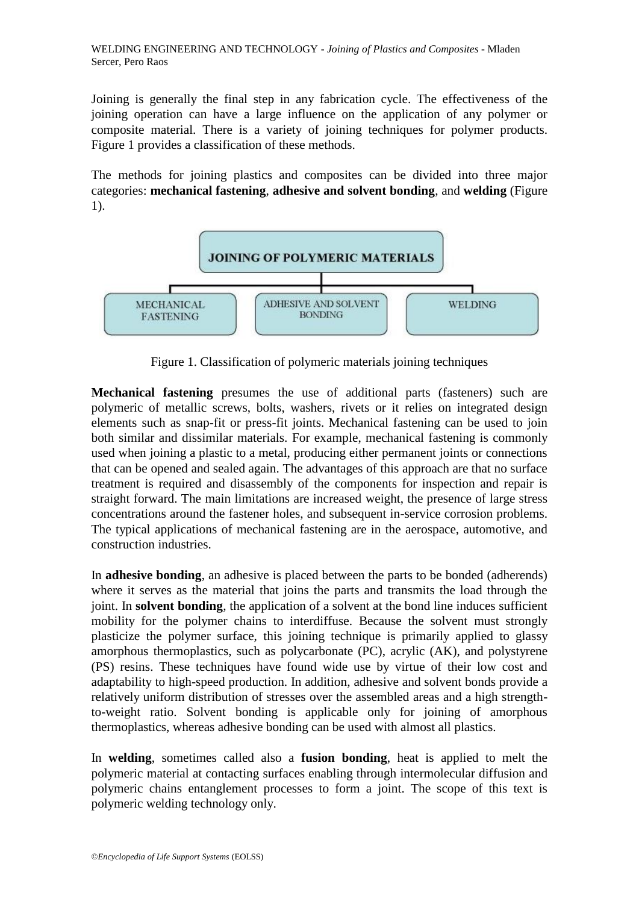Joining is generally the final step in any fabrication cycle. The effectiveness of the joining operation can have a large influence on the application of any polymer or composite material. There is a variety of joining techniques for polymer products. Figure 1 provides a classification of these methods.

The methods for joining plastics and composites can be divided into three major categories: **mechanical fastening**, **adhesive and solvent bonding**, and **welding** (Figure 1).

JOINING OF POLYMERIC MATERIALS

MECHANICAL FASTENING | ADHESIVE AND SOLVENT BONDING | WELDING

Figure 1. Classification of polymeric materials joining techniques

**Mechanical fastening** presumes the use of additional parts (fasteners) such are polymeric of metallic screws, bolts, washers, rivets or it relies on integrated design elements such as snap-fit or press-fit joints. Mechanical fastening can be used to join both similar and dissimilar materials. For example, mechanical fastening is commonly used when joining a plastic to a metal, producing either permanent joints or connections that can be opened and sealed again. The advantages of this approach are that no surface treatment is required and disassembly of the components for inspection and repair is straight forward. The main limitations are increased weight, the presence of large stress concentrations around the fastener holes, and subsequent in-service corrosion problems. The typical applications of mechanical fastening are in the aerospace, automotive, and construction industries.

In **adhesive bonding**, an adhesive is placed between the parts to be bonded (adherends) where it serves as the material that joins the parts and transmits the load through the joint. In **solvent bonding**, the application of a solvent at the bond line induces sufficient mobility for the polymer chains to interdiffuse. Because the solvent must strongly plasticize the polymer surface, this joining technique is primarily applied to glassy amorphous thermoplastics, such as polycarbonate (PC), acrylic (AK), and polystyrene (PS) resins. These techniques have found wide use by virtue of their low cost and adaptability to high-speed production. In addition, adhesive and solvent bonds provide a relatively uniform distribution of stresses over the assembled areas and a high strength-to-weight ratio. Solvent bonding is applicable only for joining of amorphous thermoplastics, whereas adhesive bonding can be used with almost all plastics.

In **welding**, sometimes called also a **fusion bonding**, heat is applied to melt the polymeric material at contacting surfaces enabling through intermolecular diffusion and polymeric chains entanglement processes to form a joint. The scope of this text is polymeric welding technology only.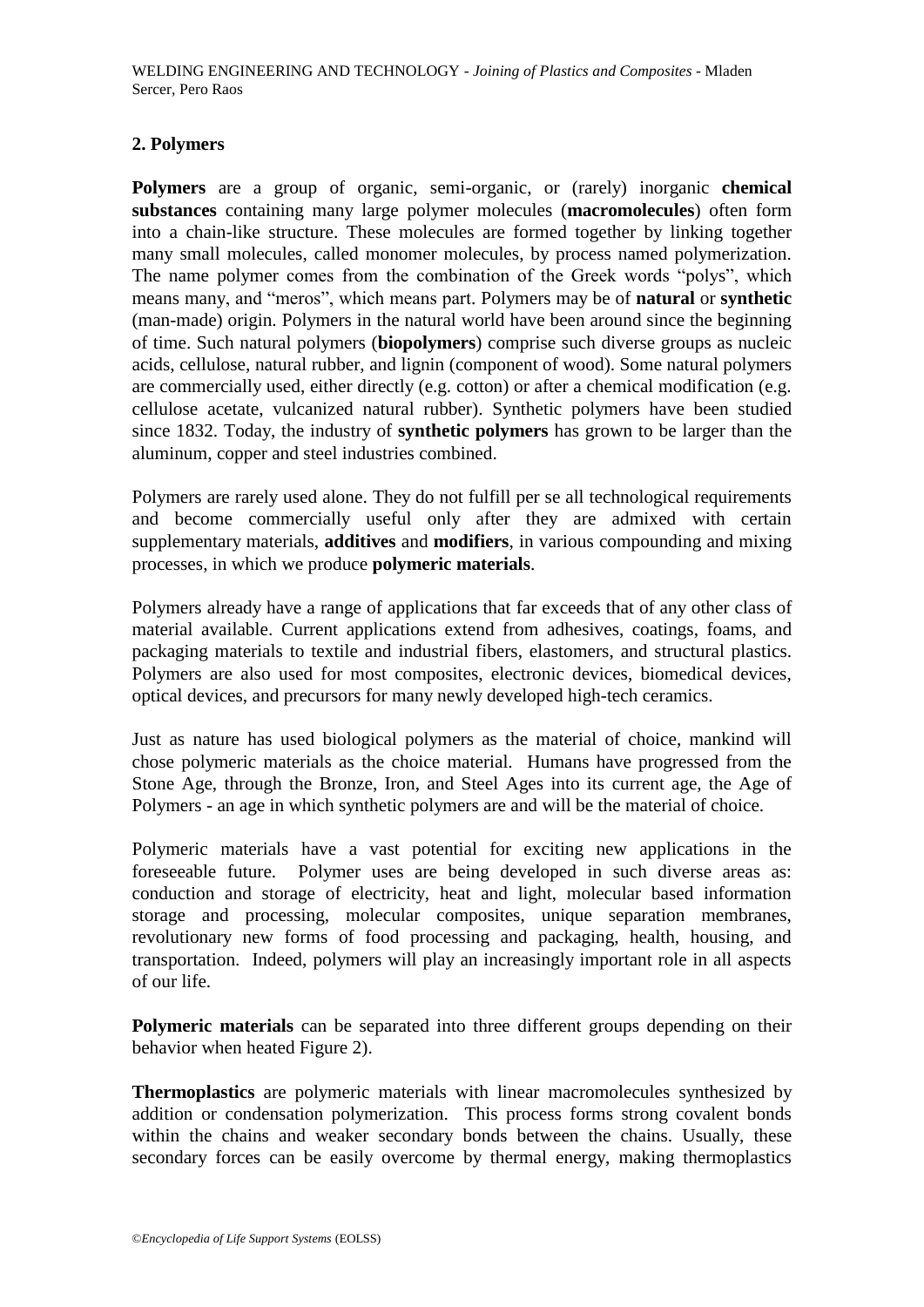## 2. Polymers

**Polymers** are a group of organic, semi-organic, or (rarely) inorganic **chemical substances** containing many large polymer molecules (**macromolecules**) often form into a chain-like structure. These molecules are formed together by linking together many small molecules, called monomer molecules, by process named polymerization. The name polymer comes from the combination of the Greek words "polys", which means many, and "meros", which means part. Polymers may be of **natural** or **synthetic** (man-made) origin. Polymers in the natural world have been around since the beginning of time. Such natural polymers (**biopolymers**) comprise such diverse groups as nucleic acids, cellulose, natural rubber, and lignin (component of wood). Some natural polymers are commercially used, either directly (e.g. cotton) or after a chemical modification (e.g. cellulose acetate, vulcanized natural rubber). Synthetic polymers have been studied since 1832. Today, the industry of **synthetic polymers** has grown to be larger than the aluminum, copper and steel industries combined.

Polymers are rarely used alone. They do not fulfill per se all technological requirements and become commercially useful only after they are admixed with certain supplementary materials, **additives** and **modifiers**, in various compounding and mixing processes, in which we produce **polymeric materials**.

Polymers already have a range of applications that far exceeds that of any other class of material available. Current applications extend from adhesives, coatings, foams, and packaging materials to textile and industrial fibers, elastomers, and structural plastics. Polymers are also used for most composites, electronic devices, biomedical devices, optical devices, and precursors for many newly developed high-tech ceramics.

Just as nature has used biological polymers as the material of choice, mankind will chose polymeric materials as the choice material. Humans have progressed from the Stone Age, through the Bronze, Iron, and Steel Ages into its current age, the Age of Polymers - an age in which synthetic polymers are and will be the material of choice.

Polymeric materials have a vast potential for exciting new applications in the foreseeable future. Polymer uses are being developed in such diverse areas as: conduction and storage of electricity, heat and light, molecular based information storage and processing, molecular composites, unique separation membranes, revolutionary new forms of food processing and packaging, health, housing, and transportation. Indeed, polymers will play an increasingly important role in all aspects of our life.

**Polymeric materials** can be separated into three different groups depending on their behavior when heated Figure 2).

**Thermoplastics** are polymeric materials with linear macromolecules synthesized by addition or condensation polymerization. This process forms strong covalent bonds within the chains and weaker secondary bonds between the chains. Usually, these secondary forces can be easily overcome by thermal energy, making thermoplastics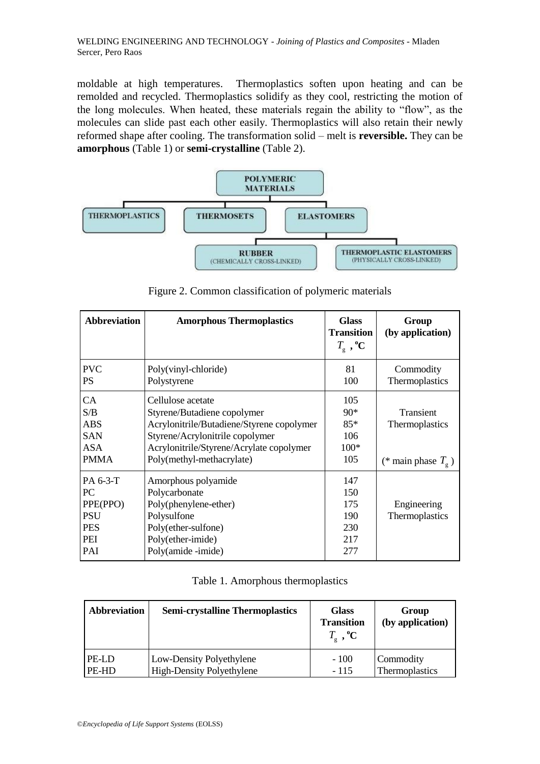moldable at high temperatures. Thermoplastics soften upon heating and can be remolded and recycled. Thermoplastics solidify as they cool, restricting the motion of the long molecules. When heated, these materials regain the ability to "flow", as the molecules can slide past each other easily. Thermoplastics will also retain their newly reformed shape after cooling. The transformation solid – melt is **reversible.** They can be **amorphous** (Table 1) or **semi-crystalline** (Table 2).

Figure 2. Common classification of polymeric materials

| Abbreviation | Amorphous Thermoplastics | Glass Transition $T_g$, °C | Group (by application) |
|---|---|---|---|
| PVC | Poly(vinyl-chloride) | 81 | Commodity Thermoplastics |
| PS | Polystyrene | 100 | |
| CA | Cellulose acetate | 105 | Transient Thermoplastics (* main phase $T_g$) |
| S/B | Styrene/Butadiene copolymer | 90* | |
| ABS | Acrylonitrile/Butadiene/Styrene copolymer | 85* | |
| SAN | Styrene/Acrylonitrile copolymer | 106 | |
| ASA | Acrylonitrile/Styrene/Acrylate copolymer | 100* | |
| PMMA | Poly(methyl-methacrylate) | 105 | |
| PA 6-3-T | Amorphous polyamide | 147 | Engineering Thermoplastics |
| PC | Polycarbonate | 150 | |
| PPE(PPO) | Poly(phenylene-ether) | 175 | |
| PSU | Polysulfone | 190 | |
| PES | Poly(ether-sulfone) | 230 | |
| PEI | Poly(ether-imide) | 217 | |
| PAI | Poly(amide -imide) | 277 | |

Table 1. Amorphous thermoplastics

| Abbreviation | Semi-crystalline Thermoplastics | Glass Transition $T_g$, °C | Group (by application) |
|---|---|---|---|
| PE-LD | Low-Density Polyethylene | - 100 | Commodity Thermoplastics |
| PE-HD | High-Density Polyethylene | - 115 | |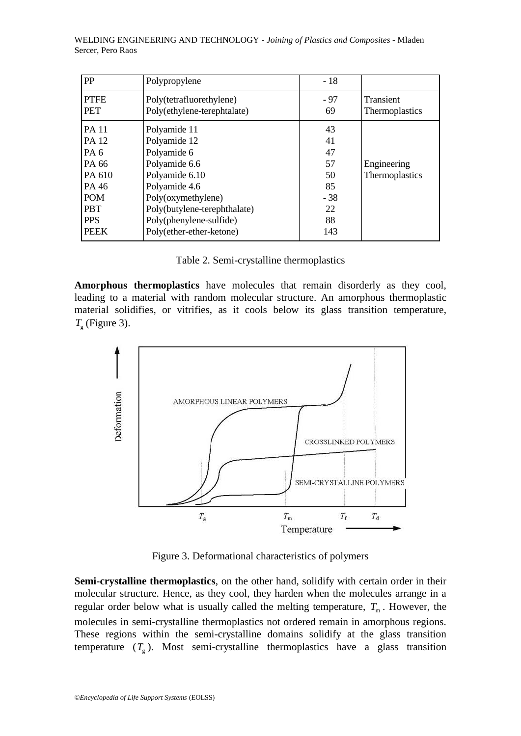| PP | Polypropylene | - 18 | |
|---|---|---|---|
| PTFE<br>PET | Poly(tetrafluorethylene)<br>Poly(ethylene-terephtalate) | - 97<br>69 | Transient Thermoplastics |
| PA 11<br>PA 12<br>PA 6<br>PA 66<br>PA 610<br>PA 46<br>POM<br>PBT<br>PPS<br>PEEK | Polyamide 11<br>Polyamide 12<br>Polyamide 6<br>Polyamide 6.6<br>Polyamide 6.10<br>Polyamide 4.6<br>Poly(oxymethylene)<br>Poly(butylene-terephthalate)<br>Poly(phenylene-sulfide)<br>Poly(ether-ether-ketone) | 43<br>41<br>47<br>57<br>50<br>85<br>- 38<br>22<br>88<br>143 | Engineering Thermoplastics |

Table 2. Semi-crystalline thermoplastics

**Amorphous thermoplastics** have molecules that remain disorderly as they cool, leading to a material with random molecular structure. An amorphous thermoplastic material solidifies, or vitrifies, as it cools below its glass transition temperature, $T_g$ (Figure 3).

Figure 3. Deformational characteristics of polymers

**Semi-crystalline thermoplastics**, on the other hand, solidify with certain order in their molecular structure. Hence, as they cool, they harden when the molecules arrange in a regular order below what is usually called the melting temperature, $T_m$. However, the molecules in semi-crystalline thermoplastics not ordered remain in amorphous regions. These regions within the semi-crystalline domains solidify at the glass transition temperature ($T_g$). Most semi-crystalline thermoplastics have a glass transition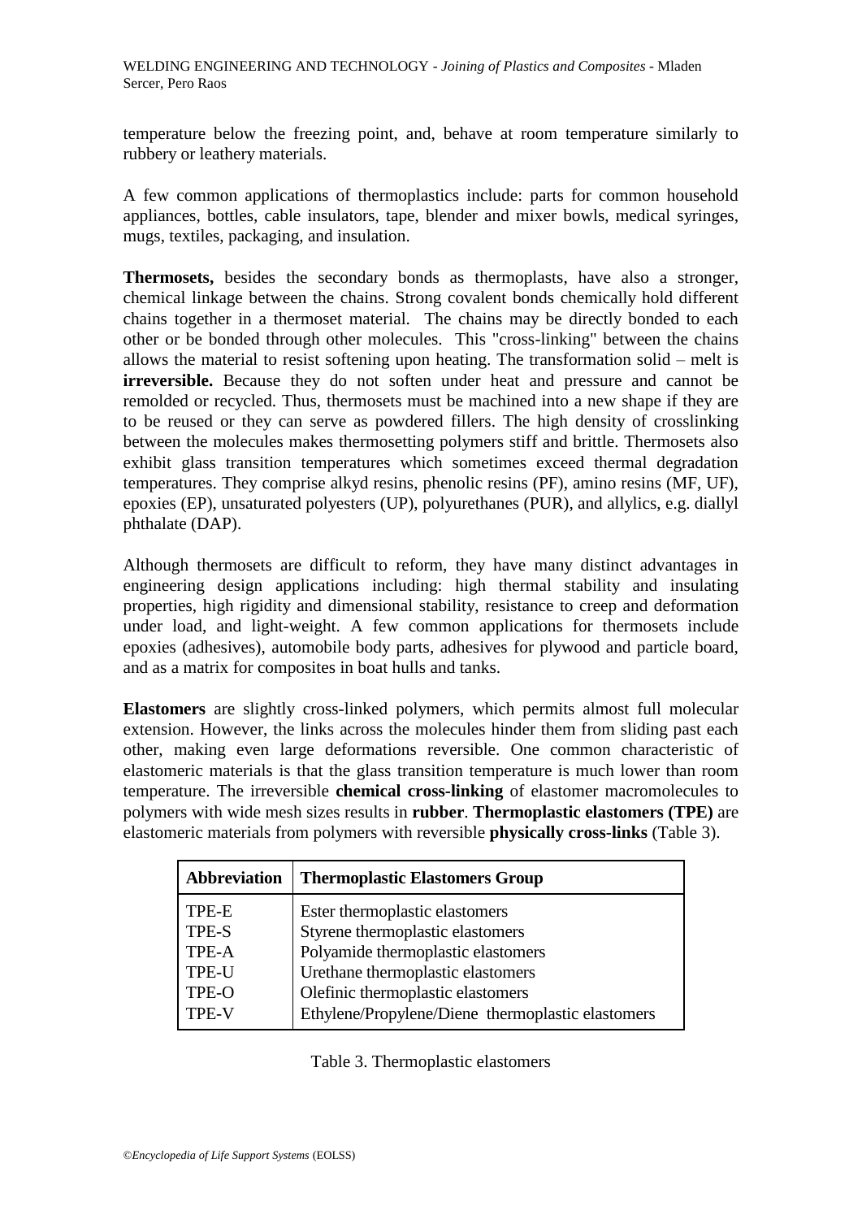temperature below the freezing point, and, behave at room temperature similarly to rubbery or leathery materials.

A few common applications of thermoplastics include: parts for common household appliances, bottles, cable insulators, tape, blender and mixer bowls, medical syringes, mugs, textiles, packaging, and insulation.

**Thermosets,** besides the secondary bonds as thermoplasts, have also a stronger, chemical linkage between the chains. Strong covalent bonds chemically hold different chains together in a thermoset material. The chains may be directly bonded to each other or be bonded through other molecules. This "cross-linking" between the chains allows the material to resist softening upon heating. The transformation solid – melt is **irreversible.** Because they do not soften under heat and pressure and cannot be remolded or recycled. Thus, thermosets must be machined into a new shape if they are to be reused or they can serve as powdered fillers. The high density of crosslinking between the molecules makes thermosetting polymers stiff and brittle. Thermosets also exhibit glass transition temperatures which sometimes exceed thermal degradation temperatures. They comprise alkyd resins, phenolic resins (PF), amino resins (MF, UF), epoxies (EP), unsaturated polyesters (UP), polyurethanes (PUR), and allylics, e.g. diallyl phthalate (DAP).

Although thermosets are difficult to reform, they have many distinct advantages in engineering design applications including: high thermal stability and insulating properties, high rigidity and dimensional stability, resistance to creep and deformation under load, and light-weight. A few common applications for thermosets include epoxies (adhesives), automobile body parts, adhesives for plywood and particle board, and as a matrix for composites in boat hulls and tanks.

**Elastomers** are slightly cross-linked polymers, which permits almost full molecular extension. However, the links across the molecules hinder them from sliding past each other, making even large deformations reversible. One common characteristic of elastomeric materials is that the glass transition temperature is much lower than room temperature. The irreversible **chemical cross-linking** of elastomer macromolecules to polymers with wide mesh sizes results in **rubber**. **Thermoplastic elastomers (TPE)** are elastomeric materials from polymers with reversible **physically cross-links** (Table 3).

| Abbreviation | Thermoplastic Elastomers Group |
| --- | --- |
| TPE-E | Ester thermoplastic elastomers |
| TPE-S | Styrene thermoplastic elastomers |
| TPE-A | Polyamide thermoplastic elastomers |
| TPE-U | Urethane thermoplastic elastomers |
| TPE-O | Olefinic thermoplastic elastomers |
| TPE-V | Ethylene/Propylene/Diene thermoplastic elastomers |

Table 3. Thermoplastic elastomers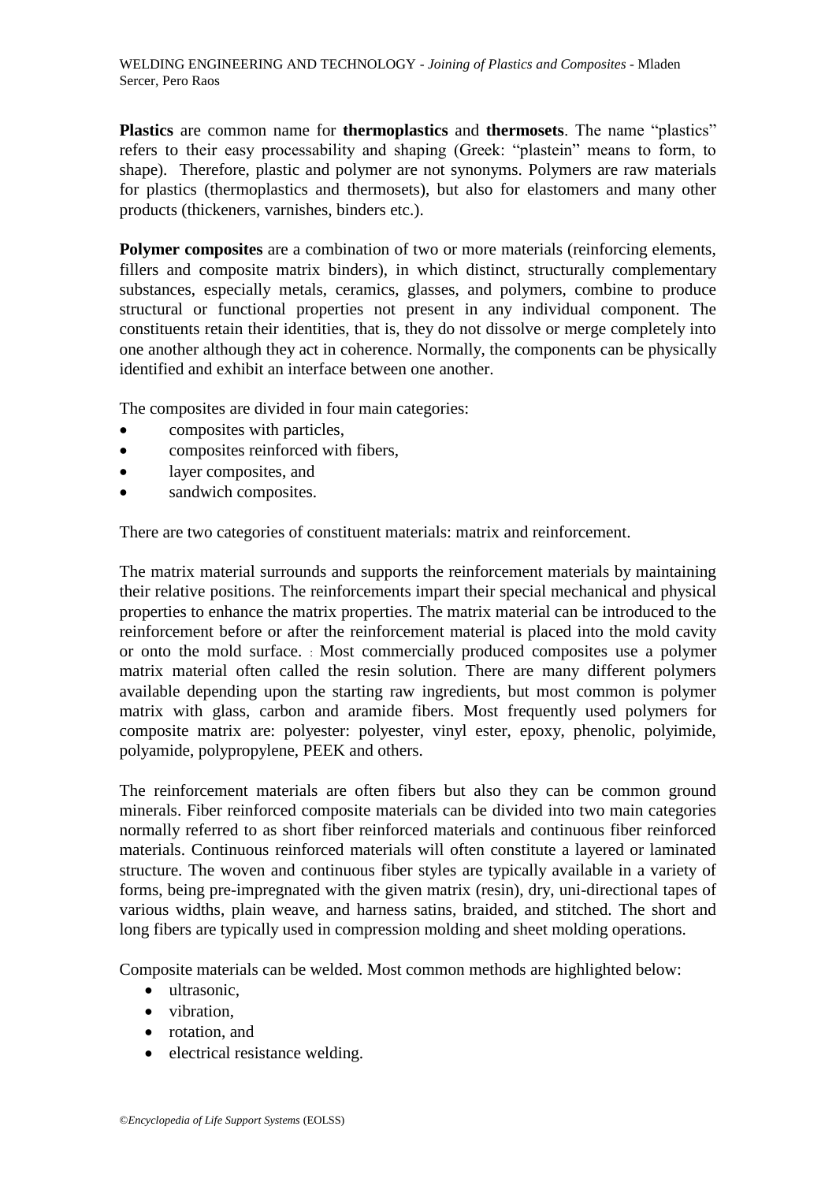**Plastics** are common name for **thermoplastics** and **thermosets**. The name "plastics" refers to their easy processability and shaping (Greek: "plastein" means to form, to shape). Therefore, plastic and polymer are not synonyms. Polymers are raw materials for plastics (thermoplastics and thermosets), but also for elastomers and many other products (thickeners, varnishes, binders etc.).

**Polymer composites** are a combination of two or more materials (reinforcing elements, fillers and composite matrix binders), in which distinct, structurally complementary substances, especially metals, ceramics, glasses, and polymers, combine to produce structural or functional properties not present in any individual component. The constituents retain their identities, that is, they do not dissolve or merge completely into one another although they act in coherence. Normally, the components can be physically identified and exhibit an interface between one another.

The composites are divided in four main categories:

- composites with particles,
- composites reinforced with fibers,
- layer composites, and
- sandwich composites.

There are two categories of constituent materials: matrix and reinforcement.

The matrix material surrounds and supports the reinforcement materials by maintaining their relative positions. The reinforcements impart their special mechanical and physical properties to enhance the matrix properties. The matrix material can be introduced to the reinforcement before or after the reinforcement material is placed into the mold cavity or onto the mold surface. : Most commercially produced composites use a polymer matrix material often called the resin solution. There are many different polymers available depending upon the starting raw ingredients, but most common is polymer matrix with glass, carbon and aramide fibers. Most frequently used polymers for composite matrix are: polyester: polyester, vinyl ester, epoxy, phenolic, polyimide, polyamide, polypropylene, PEEK and others.

The reinforcement materials are often fibers but also they can be common ground minerals. Fiber reinforced composite materials can be divided into two main categories normally referred to as short fiber reinforced materials and continuous fiber reinforced materials. Continuous reinforced materials will often constitute a layered or laminated structure. The woven and continuous fiber styles are typically available in a variety of forms, being pre-impregnated with the given matrix (resin), dry, uni-directional tapes of various widths, plain weave, and harness satins, braided, and stitched. The short and long fibers are typically used in compression molding and sheet molding operations.

Composite materials can be welded. Most common methods are highlighted below:

- ultrasonic,
- vibration,
- rotation, and
- electrical resistance welding.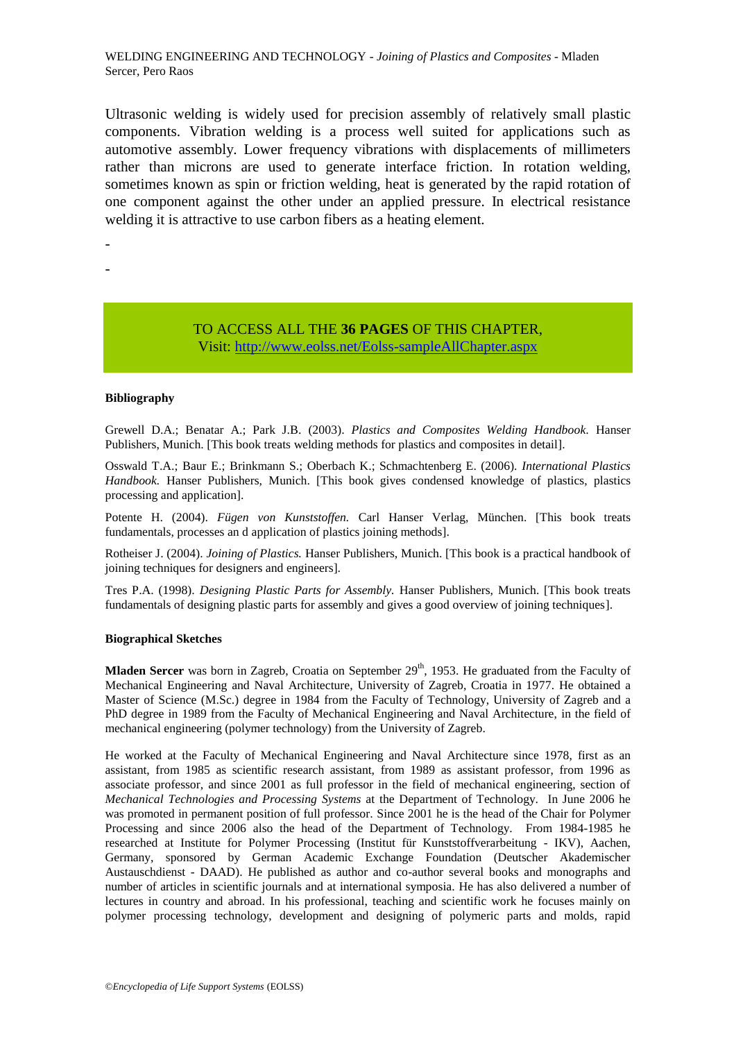Ultrasonic welding is widely used for precision assembly of relatively small plastic components. Vibration welding is a process well suited for applications such as automotive assembly. Lower frequency vibrations with displacements of millimeters rather than microns are used to generate interface friction. In rotation welding, sometimes known as spin or friction welding, heat is generated by the rapid rotation of one component against the other under an applied pressure. In electrical resistance welding it is attractive to use carbon fibers as a heating element.

-

-

TO ACCESS ALL THE **36 PAGES** OF THIS CHAPTER,
Visit: http://www.eolss.net/Eolss-sampleAllChapter.aspx

#### Bibliography

Grewell D.A.; Benatar A.; Park J.B. (2003). *Plastics and Composites Welding Handbook.* Hanser Publishers, Munich. [This book treats welding methods for plastics and composites in detail].

Osswald T.A.; Baur E.; Brinkmann S.; Oberbach K.; Schmachtenberg E. (2006). *International Plastics Handbook.* Hanser Publishers, Munich. [This book gives condensed knowledge of plastics, plastics processing and application].

Potente H. (2004). *Fügen von Kunststoffen.* Carl Hanser Verlag, München. [This book treats fundamentals, processes an d application of plastics joining methods].

Rotheiser J. (2004). *Joining of Plastics.* Hanser Publishers, Munich. [This book is a practical handbook of joining techniques for designers and engineers].

Tres P.A. (1998). *Designing Plastic Parts for Assembly.* Hanser Publishers, Munich. [This book treats fundamentals of designing plastic parts for assembly and gives a good overview of joining techniques].

#### Biographical Sketches

**Mladen Sercer** was born in Zagreb, Croatia on September 29th, 1953. He graduated from the Faculty of Mechanical Engineering and Naval Architecture, University of Zagreb, Croatia in 1977. He obtained a Master of Science (M.Sc.) degree in 1984 from the Faculty of Technology, University of Zagreb and a PhD degree in 1989 from the Faculty of Mechanical Engineering and Naval Architecture, in the field of mechanical engineering (polymer technology) from the University of Zagreb.

He worked at the Faculty of Mechanical Engineering and Naval Architecture since 1978, first as an assistant, from 1985 as scientific research assistant, from 1989 as assistant professor, from 1996 as associate professor, and since 2001 as full professor in the field of mechanical engineering, section of *Mechanical Technologies and Processing Systems* at the Department of Technology. In June 2006 he was promoted in permanent position of full professor. Since 2001 he is the head of the Chair for Polymer Processing and since 2006 also the head of the Department of Technology. From 1984-1985 he researched at Institute for Polymer Processing (Institut für Kunststoffverarbeitung - IKV), Aachen, Germany, sponsored by German Academic Exchange Foundation (Deutscher Akademischer Austauschdienst - DAAD). He published as author and co-author several books and monographs and number of articles in scientific journals and at international symposia. He has also delivered a number of lectures in country and abroad. In his professional, teaching and scientific work he focuses mainly on polymer processing technology, development and designing of polymeric parts and molds, rapid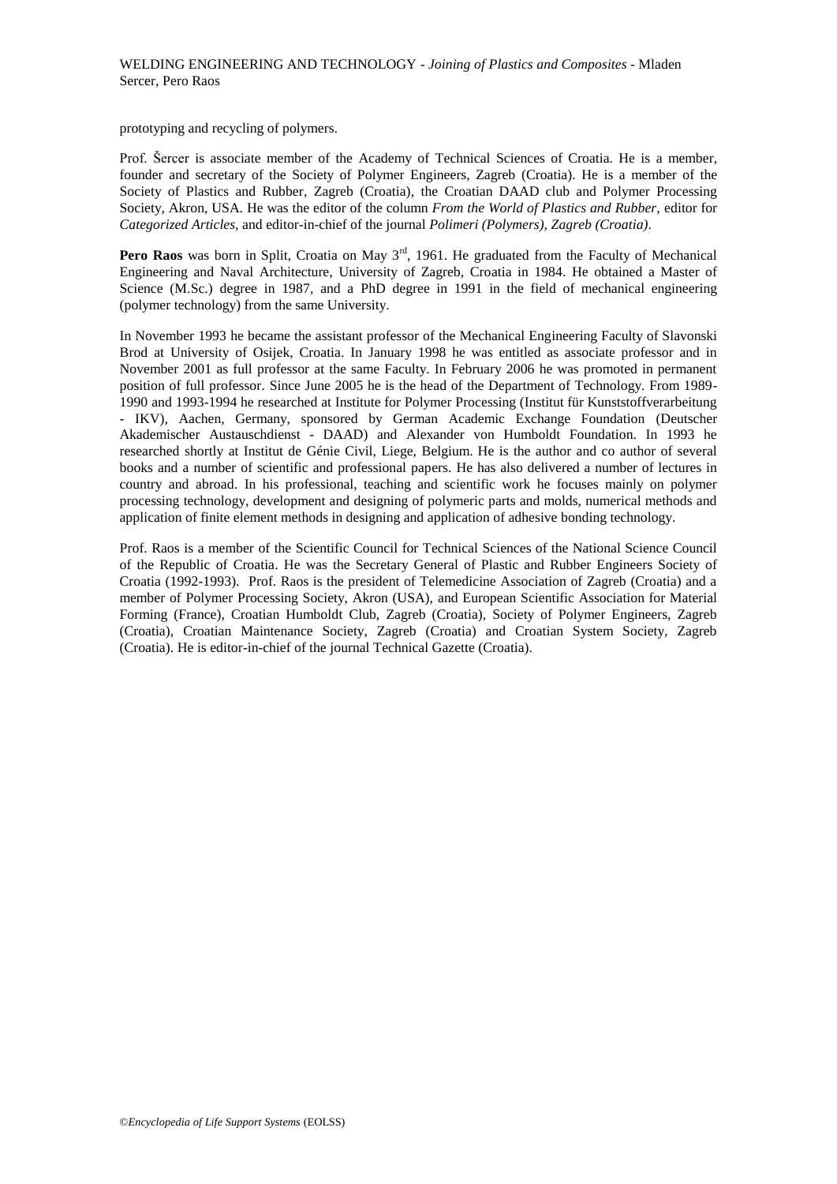prototyping and recycling of polymers.

Prof. Šercer is associate member of the Academy of Technical Sciences of Croatia. He is a member, founder and secretary of the Society of Polymer Engineers, Zagreb (Croatia). He is a member of the Society of Plastics and Rubber, Zagreb (Croatia), the Croatian DAAD club and Polymer Processing Society, Akron, USA. He was the editor of the column *From the World of Plastics and Rubber*, editor for *Categorized Articles*, and editor-in-chief of the journal *Polimeri (Polymers), Zagreb (Croatia)*.

**Pero Raos** was born in Split, Croatia on May 3rd, 1961. He graduated from the Faculty of Mechanical Engineering and Naval Architecture, University of Zagreb, Croatia in 1984. He obtained a Master of Science (M.Sc.) degree in 1987, and a PhD degree in 1991 in the field of mechanical engineering (polymer technology) from the same University.

In November 1993 he became the assistant professor of the Mechanical Engineering Faculty of Slavonski Brod at University of Osijek, Croatia. In January 1998 he was entitled as associate professor and in November 2001 as full professor at the same Faculty. In February 2006 he was promoted in permanent position of full professor. Since June 2005 he is the head of the Department of Technology. From 1989-1990 and 1993-1994 he researched at Institute for Polymer Processing (Institut für Kunststoffverarbeitung - IKV), Aachen, Germany, sponsored by German Academic Exchange Foundation (Deutscher Akademischer Austauschdienst - DAAD) and Alexander von Humboldt Foundation. In 1993 he researched shortly at Institut de Génie Civil, Liege, Belgium. He is the author and co author of several books and a number of scientific and professional papers. He has also delivered a number of lectures in country and abroad. In his professional, teaching and scientific work he focuses mainly on polymer processing technology, development and designing of polymeric parts and molds, numerical methods and application of finite element methods in designing and application of adhesive bonding technology.

Prof. Raos is a member of the Scientific Council for Technical Sciences of the National Science Council of the Republic of Croatia. He was the Secretary General of Plastic and Rubber Engineers Society of Croatia (1992-1993). Prof. Raos is the president of Telemedicine Association of Zagreb (Croatia) and a member of Polymer Processing Society, Akron (USA), and European Scientific Association for Material Forming (France), Croatian Humboldt Club, Zagreb (Croatia), Society of Polymer Engineers, Zagreb (Croatia), Croatian Maintenance Society, Zagreb (Croatia) and Croatian System Society, Zagreb (Croatia). He is editor-in-chief of the journal Technical Gazette (Croatia).